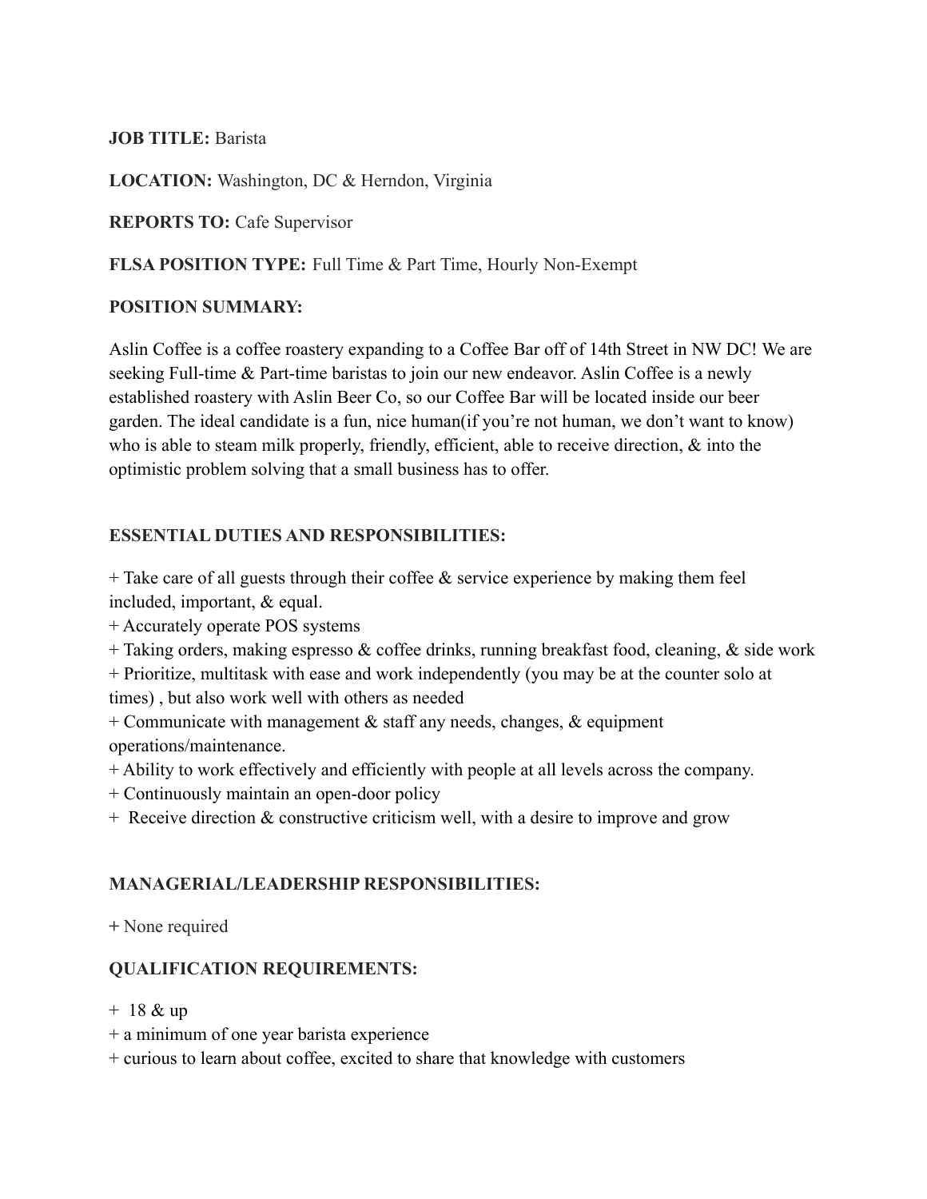**JOB TITLE:** Barista

**LOCATION:** Washington, DC & Herndon, Virginia

**REPORTS TO:** Cafe Supervisor

**FLSA POSITION TYPE:** Full Time & Part Time, Hourly Non-Exempt

**POSITION SUMMARY:**

Aslin Coffee is a coffee roastery expanding to a Coffee Bar off of 14th Street in NW DC! We are seeking Full-time & Part-time baristas to join our new endeavor. Aslin Coffee is a newly established roastery with Aslin Beer Co, so our Coffee Bar will be located inside our beer garden. The ideal candidate is a fun, nice human(if you're not human, we don't want to know) who is able to steam milk properly, friendly, efficient, able to receive direction, & into the optimistic problem solving that a small business has to offer.

**ESSENTIAL DUTIES AND RESPONSIBILITIES:**

+ Take care of all guests through their coffee & service experience by making them feel included, important, & equal.
+ Accurately operate POS systems
+ Taking orders, making espresso & coffee drinks, running breakfast food, cleaning, & side work
+ Prioritize, multitask with ease and work independently (you may be at the counter solo at times) , but also work well with others as needed
+ Communicate with management & staff any needs, changes, & equipment operations/maintenance.
+ Ability to work effectively and efficiently with people at all levels across the company.
+ Continuously maintain an open-door policy
+ Receive direction & constructive criticism well, with a desire to improve and grow

**MANAGERIAL/LEADERSHIP RESPONSIBILITIES:**

+ None required

**QUALIFICATION REQUIREMENTS:**

+ 18 & up
+ a minimum of one year barista experience
+ curious to learn about coffee, excited to share that knowledge with customers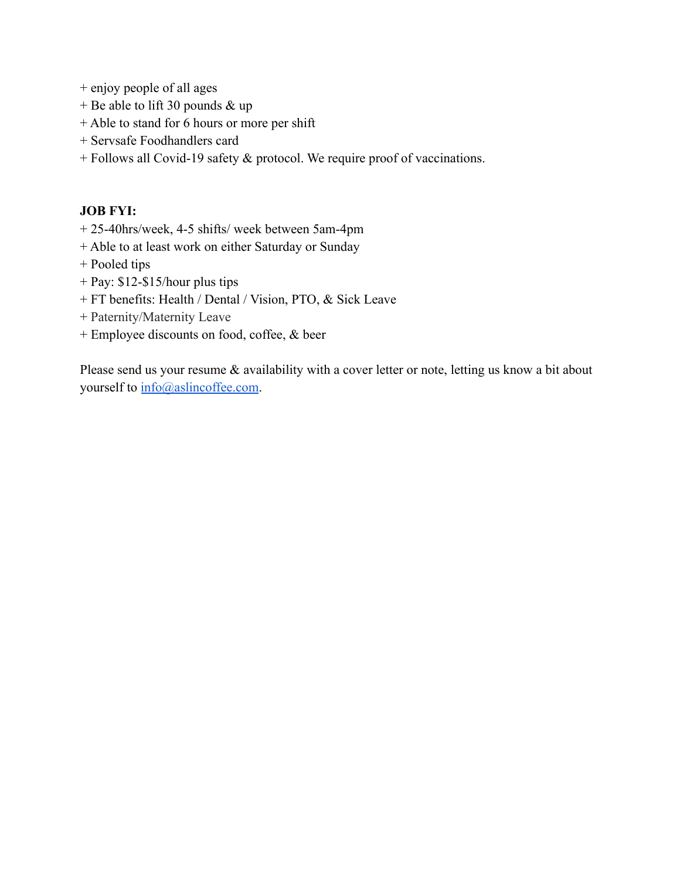+ enjoy people of all ages
+ Be able to lift 30 pounds & up
+ Able to stand for 6 hours or more per shift
+ Servsafe Foodhandlers card
+ Follows all Covid-19 safety & protocol. We require proof of vaccinations.

**JOB FYI:**

+ 25-40hrs/week, 4-5 shifts/ week between 5am-4pm
+ Able to at least work on either Saturday or Sunday
+ Pooled tips
+ Pay: $12-$15/hour plus tips
+ FT benefits: Health / Dental / Vision, PTO, & Sick Leave
+ Paternity/Maternity Leave
+ Employee discounts on food, coffee, & beer

Please send us your resume & availability with a cover letter or note, letting us know a bit about yourself to [info@aslincoffee.com](mailto:info@aslincoffee.com).